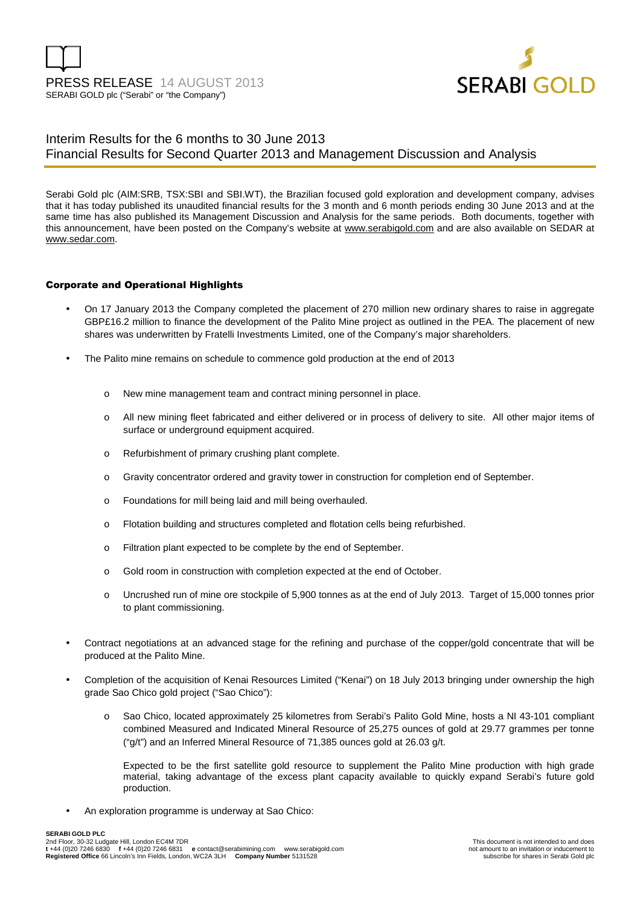PRESS RELEASE 14 AUGUST 2013
SERABI GOLD plc ("Serabi" or "the Company")

# Interim Results for the 6 months to 30 June 2013
## Financial Results for Second Quarter 2013 and Management Discussion and Analysis

Serabi Gold plc (AIM:SRB, TSX:SBI and SBI.WT), the Brazilian focused gold exploration and development company, advises that it has today published its unaudited financial results for the 3 month and 6 month periods ending 30 June 2013 and at the same time has also published its Management Discussion and Analysis for the same periods. Both documents, together with this announcement, have been posted on the Company's website at www.serabigold.com and are also available on SEDAR at www.sedar.com.

### Corporate and Operational Highlights

- On 17 January 2013 the Company completed the placement of 270 million new ordinary shares to raise in aggregate GBP£16.2 million to finance the development of the Palito Mine project as outlined in the PEA. The placement of new shares was underwritten by Fratelli Investments Limited, one of the Company's major shareholders.
- The Palito mine remains on schedule to commence gold production at the end of 2013
  - New mine management team and contract mining personnel in place.
  - All new mining fleet fabricated and either delivered or in process of delivery to site. All other major items of surface or underground equipment acquired.
  - Refurbishment of primary crushing plant complete.
  - Gravity concentrator ordered and gravity tower in construction for completion end of September.
  - Foundations for mill being laid and mill being overhauled.
  - Flotation building and structures completed and flotation cells being refurbished.
  - Filtration plant expected to be complete by the end of September.
  - Gold room in construction with completion expected at the end of October.
  - Uncrushed run of mine ore stockpile of 5,900 tonnes as at the end of July 2013. Target of 15,000 tonnes prior to plant commissioning.
- Contract negotiations at an advanced stage for the refining and purchase of the copper/gold concentrate that will be produced at the Palito Mine.
- Completion of the acquisition of Kenai Resources Limited ("Kenai") on 18 July 2013 bringing under ownership the high grade Sao Chico gold project ("Sao Chico"):
  - Sao Chico, located approximately 25 kilometres from Serabi's Palito Gold Mine, hosts a NI 43-101 compliant combined Measured and Indicated Mineral Resource of 25,275 ounces of gold at 29.77 grammes per tonne ("g/t") and an Inferred Mineral Resource of 71,385 ounces gold at 26.03 g/t.

    Expected to be the first satellite gold resource to supplement the Palito Mine production with high grade material, taking advantage of the excess plant capacity available to quickly expand Serabi's future gold production.
- An exploration programme is underway at Sao Chico: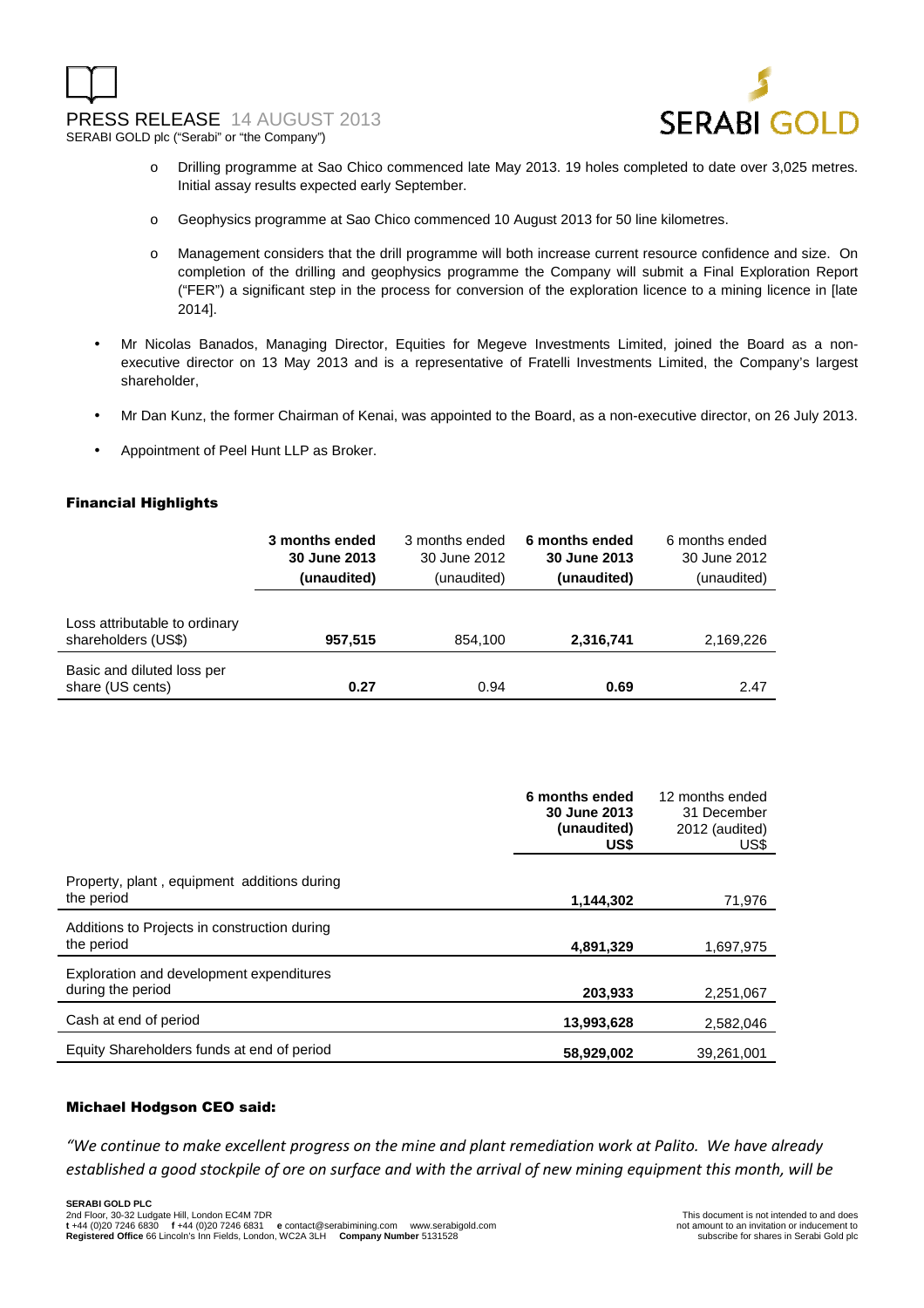- Drilling programme at Sao Chico commenced late May 2013. 19 holes completed to date over 3,025 metres. Initial assay results expected early September.

  - Geophysics programme at Sao Chico commenced 10 August 2013 for 50 line kilometres.

  - Management considers that the drill programme will both increase current resource confidence and size. On completion of the drilling and geophysics programme the Company will submit a Final Exploration Report ("FER") a significant step in the process for conversion of the exploration licence to a mining licence in [late 2014].

- Mr Nicolas Banados, Managing Director, Equities for Megeve Investments Limited, joined the Board as a non-executive director on 13 May 2013 and is a representative of Fratelli Investments Limited, the Company's largest shareholder,

- Mr Dan Kunz, the former Chairman of Kenai, was appointed to the Board, as a non-executive director, on 26 July 2013.

- Appointment of Peel Hunt LLP as Broker.

## Financial Highlights

| | **3 months ended 30 June 2013 (unaudited)** | 3 months ended 30 June 2012 (unaudited) | **6 months ended 30 June 2013 (unaudited)** | 6 months ended 30 June 2012 (unaudited) |
|---|---|---|---|---|
| Loss attributable to ordinary shareholders (US$) | **957,515** | 854,100 | **2,316,741** | 2,169,226 |
| Basic and diluted loss per share (US cents) | **0.27** | 0.94 | **0.69** | 2.47 |

| | **6 months ended 30 June 2013 (unaudited) US$** | 12 months ended 31 December 2012 (audited) US$ |
|---|---|---|
| Property, plant , equipment additions during the period | **1,144,302** | 71,976 |
| Additions to Projects in construction during the period | **4,891,329** | 1,697,975 |
| Exploration and development expenditures during the period | **203,933** | 2,251,067 |
| Cash at end of period | **13,993,628** | 2,582,046 |
| Equity Shareholders funds at end of period | **58,929,002** | 39,261,001 |

## Michael Hodgson CEO said:

*"We continue to make excellent progress on the mine and plant remediation work at Palito. We have already established a good stockpile of ore on surface and with the arrival of new mining equipment this month, will be*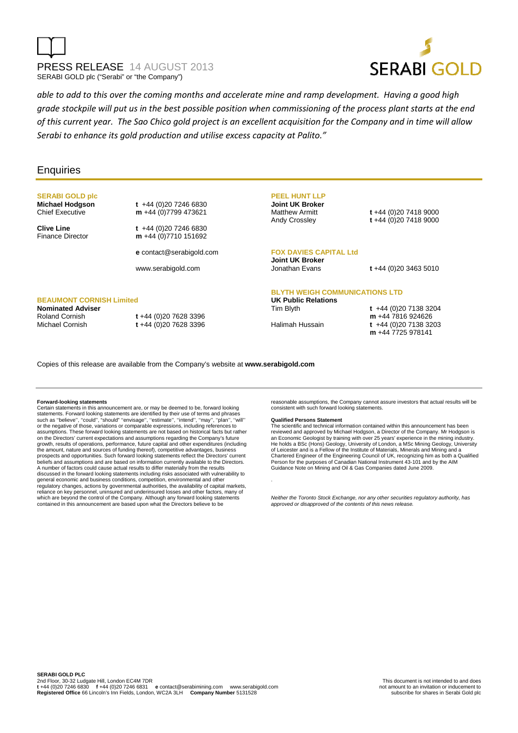*able to add to this over the coming months and accelerate mine and ramp development. Having a good high grade stockpile will put us in the best position when commissioning of the process plant starts at the end of this current year. The Sao Chico gold project is an excellent acquisition for the Company and in time will allow Serabi to enhance its gold production and utilise excess capacity at Palito."*

## Enquiries

**SERABI GOLD plc**
**Michael Hodgson** — Chief Executive
**t** +44 (0)20 7246 6830
**m** +44 (0)7799 473621

**Clive Line** — Finance Director
**t** +44 (0)20 7246 6830
**m** +44 (0)7710 151692

**e** contact@serabigold.com

www.serabigold.com

**BEAUMONT CORNISH Limited**
**Nominated Adviser**
Roland Cornish **t** +44 (0)20 7628 3396
Michael Cornish **t** +44 (0)20 7628 3396

**PEEL HUNT LLP**
**Joint UK Broker**
Matthew Armitt **t** +44 (0)20 7418 9000
Andy Crossley **t** +44 (0)20 7418 9000

**FOX DAVIES CAPITAL Ltd**
**Joint UK Broker**
Jonathan Evans **t** +44 (0)20 3463 5010

**BLYTH WEIGH COMMUNICATIONS LTD**
**UK Public Relations**
Tim Blyth **t** +44 (0)20 7138 3204 **m** +44 7816 924626
Halimah Hussain **t** +44 (0)20 7138 3203 **m** +44 7725 978141

Copies of this release are available from the Company's website at **www.serabigold.com**

**Forward-looking statements**
Certain statements in this announcement are, or may be deemed to be, forward looking statements. Forward looking statements are identified by their use of terms and phrases such as "believe", "could", "should" "envisage", "estimate", "intend", "may", "plan", "will" or the negative of those, variations or comparable expressions, including references to assumptions. These forward looking statements are not based on historical facts but rather on the Directors' current expectations and assumptions regarding the Company's future growth, results of operations, performance, future capital and other expenditures (including the amount, nature and sources of funding thereof), competitive advantages, business prospects and opportunities. Such forward looking statements reflect the Directors' current beliefs and assumptions and are based on information currently available to the Directors. A number of factors could cause actual results to differ materially from the results discussed in the forward looking statements including risks associated with vulnerability to general economic and business conditions, competition, environmental and other regulatory changes, actions by governmental authorities, the availability of capital markets, reliance on key personnel, uninsured and underinsured losses and other factors, many of which are beyond the control of the Company. Although any forward looking statements contained in this announcement are based upon what the Directors believe to be reasonable assumptions, the Company cannot assure investors that actual results will be consistent with such forward looking statements.

**Qualified Persons Statement**
The scientific and technical information contained within this announcement has been reviewed and approved by Michael Hodgson, a Director of the Company. Mr Hodgson is an Economic Geologist by training with over 25 years' experience in the mining industry. He holds a BSc (Hons) Geology, University of London, a MSc Mining Geology, University of Leicester and is a Fellow of the Institute of Materials, Minerals and Mining and a Chartered Engineer of the Engineering Council of UK, recognizing him as both a Qualified Person for the purposes of Canadian National Instrument 43-101 and by the AIM Guidance Note on Mining and Oil & Gas Companies dated June 2009.

*Neither the Toronto Stock Exchange, nor any other securities regulatory authority, has approved or disapproved of the contents of this news release.*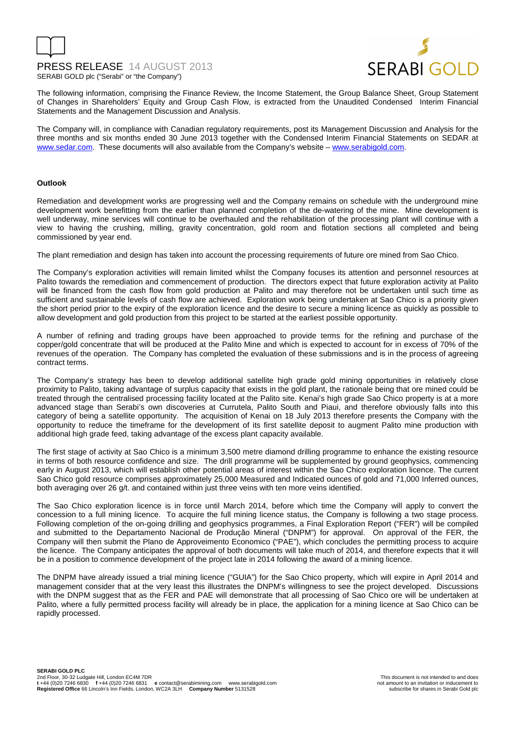# PRESS RELEASE 14 AUGUST 2013

SERABI GOLD plc ("Serabi" or "the Company")

The following information, comprising the Finance Review, the Income Statement, the Group Balance Sheet, Group Statement of Changes in Shareholders' Equity and Group Cash Flow, is extracted from the Unaudited Condensed Interim Financial Statements and the Management Discussion and Analysis.

The Company will, in compliance with Canadian regulatory requirements, post its Management Discussion and Analysis for the three months and six months ended 30 June 2013 together with the Condensed Interim Financial Statements on SEDAR at www.sedar.com. These documents will also available from the Company's website – www.serabigold.com.

**Outlook**

Remediation and development works are progressing well and the Company remains on schedule with the underground mine development work benefitting from the earlier than planned completion of the de-watering of the mine. Mine development is well underway, mine services will continue to be overhauled and the rehabilitation of the processing plant will continue with a view to having the crushing, milling, gravity concentration, gold room and flotation sections all completed and being commissioned by year end.

The plant remediation and design has taken into account the processing requirements of future ore mined from Sao Chico.

The Company's exploration activities will remain limited whilst the Company focuses its attention and personnel resources at Palito towards the remediation and commencement of production. The directors expect that future exploration activity at Palito will be financed from the cash flow from gold production at Palito and may therefore not be undertaken until such time as sufficient and sustainable levels of cash flow are achieved. Exploration work being undertaken at Sao Chico is a priority given the short period prior to the expiry of the exploration licence and the desire to secure a mining licence as quickly as possible to allow development and gold production from this project to be started at the earliest possible opportunity.

A number of refining and trading groups have been approached to provide terms for the refining and purchase of the copper/gold concentrate that will be produced at the Palito Mine and which is expected to account for in excess of 70% of the revenues of the operation. The Company has completed the evaluation of these submissions and is in the process of agreeing contract terms.

The Company's strategy has been to develop additional satellite high grade gold mining opportunities in relatively close proximity to Palito, taking advantage of surplus capacity that exists in the gold plant, the rationale being that ore mined could be treated through the centralised processing facility located at the Palito site. Kenai's high grade Sao Chico property is at a more advanced stage than Serabi's own discoveries at Currutela, Palito South and Piaui, and therefore obviously falls into this category of being a satellite opportunity. The acquisition of Kenai on 18 July 2013 therefore presents the Company with the opportunity to reduce the timeframe for the development of its first satellite deposit to augment Palito mine production with additional high grade feed, taking advantage of the excess plant capacity available.

The first stage of activity at Sao Chico is a minimum 3,500 metre diamond drilling programme to enhance the existing resource in terms of both resource confidence and size. The drill programme will be supplemented by ground geophysics, commencing early in August 2013, which will establish other potential areas of interest within the Sao Chico exploration licence. The current Sao Chico gold resource comprises approximately 25,000 Measured and Indicated ounces of gold and 71,000 Inferred ounces, both averaging over 26 g/t. and contained within just three veins with ten more veins identified.

The Sao Chico exploration licence is in force until March 2014, before which time the Company will apply to convert the concession to a full mining licence. To acquire the full mining licence status, the Company is following a two stage process. Following completion of the on-going drilling and geophysics programmes, a Final Exploration Report ("FER") will be compiled and submitted to the Departamento Nacional de Produção Mineral ("DNPM") for approval. On approval of the FER, the Company will then submit the Plano de Approveimento Economico ("PAE"), which concludes the permitting process to acquire the licence. The Company anticipates the approval of both documents will take much of 2014, and therefore expects that it will be in a position to commence development of the project late in 2014 following the award of a mining licence.

The DNPM have already issued a trial mining licence ("GUIA") for the Sao Chico property, which will expire in April 2014 and management consider that at the very least this illustrates the DNPM's willingness to see the project developed. Discussions with the DNPM suggest that as the FER and PAE will demonstrate that all processing of Sao Chico ore will be undertaken at Palito, where a fully permitted process facility will already be in place, the application for a mining licence at Sao Chico can be rapidly processed.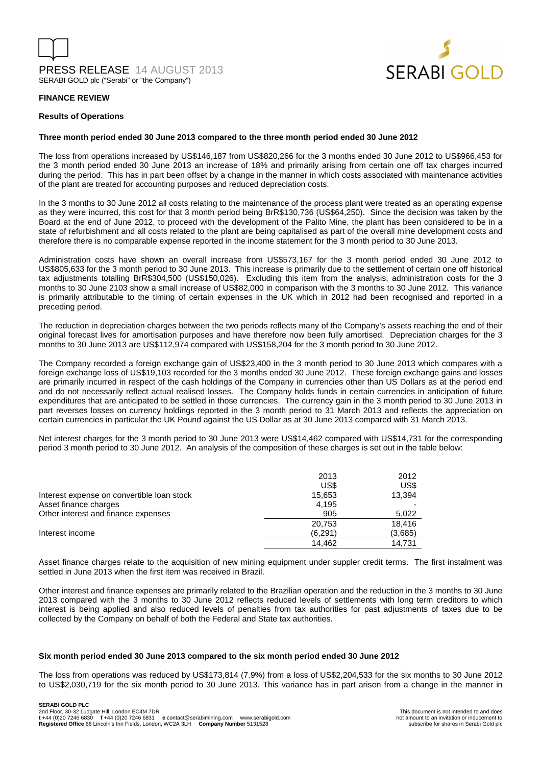## FINANCE REVIEW

### Results of Operations

**Three month period ended 30 June 2013 compared to the three month period ended 30 June 2012**

The loss from operations increased by US$146,187 from US$820,266 for the 3 months ended 30 June 2012 to US$966,453 for the 3 month period ended 30 June 2013 an increase of 18% and primarily arising from certain one off tax charges incurred during the period. This has in part been offset by a change in the manner in which costs associated with maintenance activities of the plant are treated for accounting purposes and reduced depreciation costs.

In the 3 months to 30 June 2012 all costs relating to the maintenance of the process plant were treated as an operating expense as they were incurred, this cost for that 3 month period being BrR$130,736 (US$64,250). Since the decision was taken by the Board at the end of June 2012, to proceed with the development of the Palito Mine, the plant has been considered to be in a state of refurbishment and all costs related to the plant are being capitalised as part of the overall mine development costs and therefore there is no comparable expense reported in the income statement for the 3 month period to 30 June 2013.

Administration costs have shown an overall increase from US$573,167 for the 3 month period ended 30 June 2012 to US$805,633 for the 3 month period to 30 June 2013. This increase is primarily due to the settlement of certain one off historical tax adjustments totalling BrR$304,500 (US$150,026). Excluding this item from the analysis, administration costs for the 3 months to 30 June 2103 show a small increase of US$82,000 in comparison with the 3 months to 30 June 2012. This variance is primarily attributable to the timing of certain expenses in the UK which in 2012 had been recognised and reported in a preceding period.

The reduction in depreciation charges between the two periods reflects many of the Company's assets reaching the end of their original forecast lives for amortisation purposes and have therefore now been fully amortised. Depreciation charges for the 3 months to 30 June 2013 are US$112,974 compared with US$158,204 for the 3 month period to 30 June 2012.

The Company recorded a foreign exchange gain of US$23,400 in the 3 month period to 30 June 2013 which compares with a foreign exchange loss of US$19,103 recorded for the 3 months ended 30 June 2012. These foreign exchange gains and losses are primarily incurred in respect of the cash holdings of the Company in currencies other than US Dollars as at the period end and do not necessarily reflect actual realised losses. The Company holds funds in certain currencies in anticipation of future expenditures that are anticipated to be settled in those currencies. The currency gain in the 3 month period to 30 June 2013 in part reverses losses on currency holdings reported in the 3 month period to 31 March 2013 and reflects the appreciation on certain currencies in particular the UK Pound against the US Dollar as at 30 June 2013 compared with 31 March 2013.

Net interest charges for the 3 month period to 30 June 2013 were US$14,462 compared with US$14,731 for the corresponding period 3 month period to 30 June 2012. An analysis of the composition of these charges is set out in the table below:

| | 2013 | 2012 |
|---|---|---|
| | US$ | US$ |
| Interest expense on convertible loan stock | 15,653 | 13,394 |
| Asset finance charges | 4,195 | - |
| Other interest and finance expenses | 905 | 5,022 |
| | 20,753 | 18,416 |
| Interest income | (6,291) | (3,685) |
| | 14,462 | 14,731 |

Asset finance charges relate to the acquisition of new mining equipment under suppler credit terms. The first instalment was settled in June 2013 when the first item was received in Brazil.

Other interest and finance expenses are primarily related to the Brazilian operation and the reduction in the 3 months to 30 June 2013 compared with the 3 months to 30 June 2012 reflects reduced levels of settlements with long term creditors to which interest is being applied and also reduced levels of penalties from tax authorities for past adjustments of taxes due to be collected by the Company on behalf of both the Federal and State tax authorities.

**Six month period ended 30 June 2013 compared to the six month period ended 30 June 2012**

The loss from operations was reduced by US$173,814 (7.9%) from a loss of US$2,204,533 for the six months to 30 June 2012 to US$2,030,719 for the six month period to 30 June 2013. This variance has in part arisen from a change in the manner in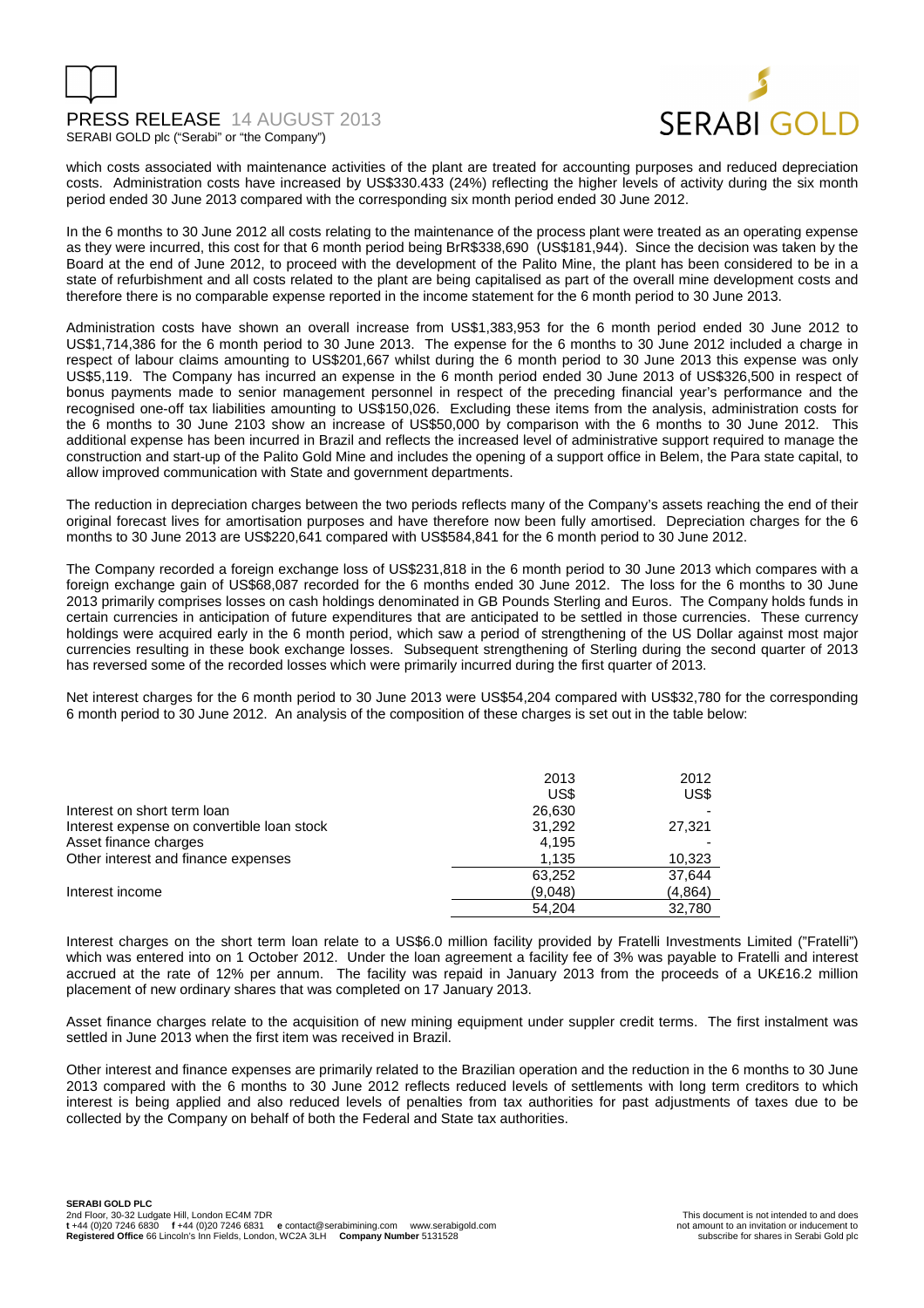which costs associated with maintenance activities of the plant are treated for accounting purposes and reduced depreciation costs. Administration costs have increased by US$330.433 (24%) reflecting the higher levels of activity during the six month period ended 30 June 2013 compared with the corresponding six month period ended 30 June 2012.

In the 6 months to 30 June 2012 all costs relating to the maintenance of the process plant were treated as an operating expense as they were incurred, this cost for that 6 month period being BrR$338,690 (US$181,944). Since the decision was taken by the Board at the end of June 2012, to proceed with the development of the Palito Mine, the plant has been considered to be in a state of refurbishment and all costs related to the plant are being capitalised as part of the overall mine development costs and therefore there is no comparable expense reported in the income statement for the 6 month period to 30 June 2013.

Administration costs have shown an overall increase from US$1,383,953 for the 6 month period ended 30 June 2012 to US$1,714,386 for the 6 month period to 30 June 2013. The expense for the 6 months to 30 June 2012 included a charge in respect of labour claims amounting to US$201,667 whilst during the 6 month period to 30 June 2013 this expense was only US$5,119. The Company has incurred an expense in the 6 month period ended 30 June 2013 of US$326,500 in respect of bonus payments made to senior management personnel in respect of the preceding financial year's performance and the recognised one-off tax liabilities amounting to US$150,026. Excluding these items from the analysis, administration costs for the 6 months to 30 June 2103 show an increase of US$50,000 by comparison with the 6 months to 30 June 2012. This additional expense has been incurred in Brazil and reflects the increased level of administrative support required to manage the construction and start-up of the Palito Gold Mine and includes the opening of a support office in Belem, the Para state capital, to allow improved communication with State and government departments.

The reduction in depreciation charges between the two periods reflects many of the Company's assets reaching the end of their original forecast lives for amortisation purposes and have therefore now been fully amortised. Depreciation charges for the 6 months to 30 June 2013 are US$220,641 compared with US$584,841 for the 6 month period to 30 June 2012.

The Company recorded a foreign exchange loss of US$231,818 in the 6 month period to 30 June 2013 which compares with a foreign exchange gain of US$68,087 recorded for the 6 months ended 30 June 2012. The loss for the 6 months to 30 June 2013 primarily comprises losses on cash holdings denominated in GB Pounds Sterling and Euros. The Company holds funds in certain currencies in anticipation of future expenditures that are anticipated to be settled in those currencies. These currency holdings were acquired early in the 6 month period, which saw a period of strengthening of the US Dollar against most major currencies resulting in these book exchange losses. Subsequent strengthening of Sterling during the second quarter of 2013 has reversed some of the recorded losses which were primarily incurred during the first quarter of 2013.

Net interest charges for the 6 month period to 30 June 2013 were US$54,204 compared with US$32,780 for the corresponding 6 month period to 30 June 2012. An analysis of the composition of these charges is set out in the table below:

| | 2013<br>US$ | 2012<br>US$ |
|---|---|---|
| Interest on short term loan | 26,630 | - |
| Interest expense on convertible loan stock | 31,292 | 27,321 |
| Asset finance charges | 4,195 | - |
| Other interest and finance expenses | 1,135 | 10,323 |
| | 63,252 | 37,644 |
| Interest income | (9,048) | (4,864) |
| | 54,204 | 32,780 |

Interest charges on the short term loan relate to a US$6.0 million facility provided by Fratelli Investments Limited ("Fratelli") which was entered into on 1 October 2012. Under the loan agreement a facility fee of 3% was payable to Fratelli and interest accrued at the rate of 12% per annum. The facility was repaid in January 2013 from the proceeds of a UK£16.2 million placement of new ordinary shares that was completed on 17 January 2013.

Asset finance charges relate to the acquisition of new mining equipment under suppler credit terms. The first instalment was settled in June 2013 when the first item was received in Brazil.

Other interest and finance expenses are primarily related to the Brazilian operation and the reduction in the 6 months to 30 June 2013 compared with the 6 months to 30 June 2012 reflects reduced levels of settlements with long term creditors to which interest is being applied and also reduced levels of penalties from tax authorities for past adjustments of taxes due to be collected by the Company on behalf of both the Federal and State tax authorities.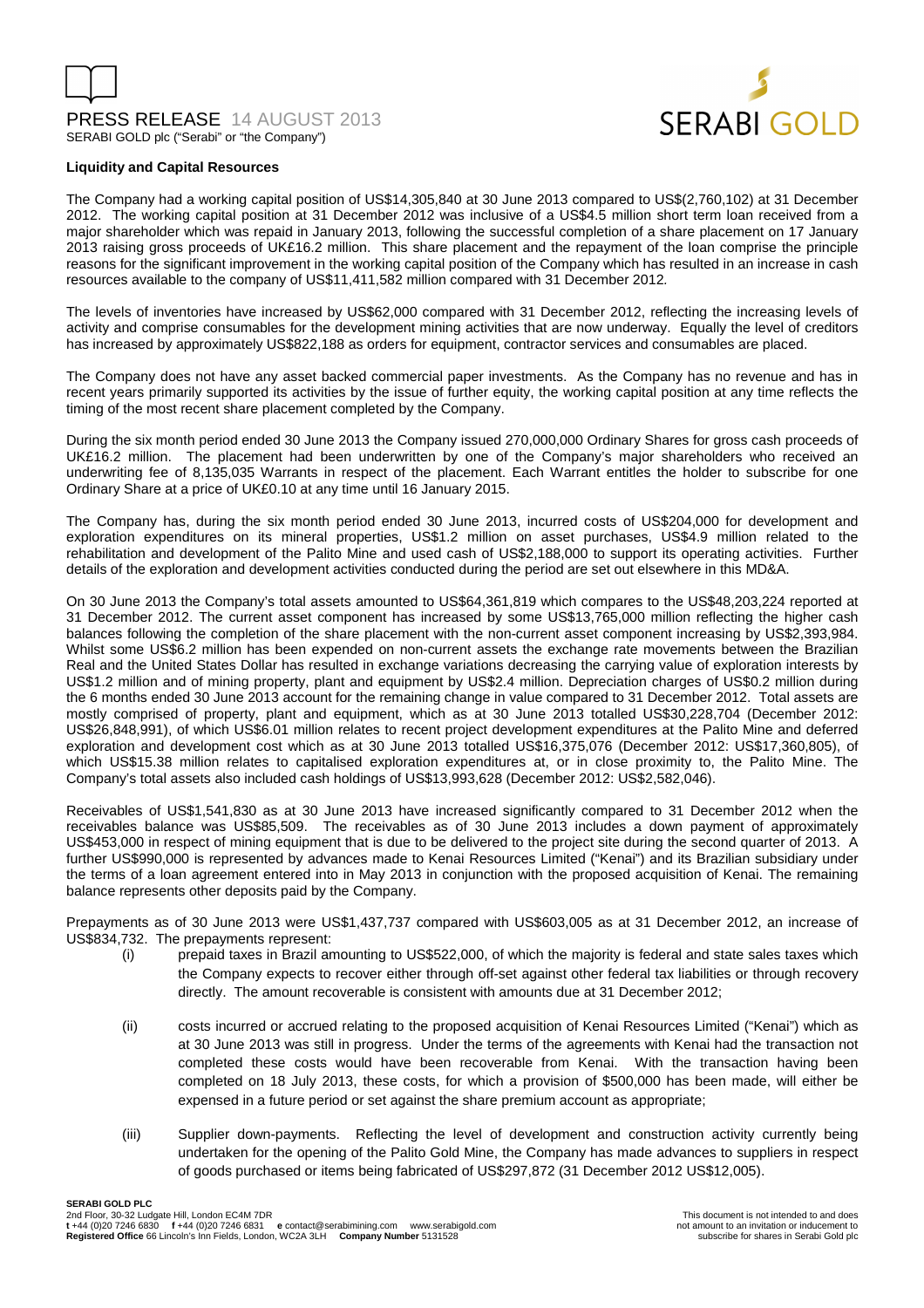**Liquidity and Capital Resources**

The Company had a working capital position of US$14,305,840 at 30 June 2013 compared to US$(2,760,102) at 31 December 2012. The working capital position at 31 December 2012 was inclusive of a US$4.5 million short term loan received from a major shareholder which was repaid in January 2013, following the successful completion of a share placement on 17 January 2013 raising gross proceeds of UK£16.2 million. This share placement and the repayment of the loan comprise the principle reasons for the significant improvement in the working capital position of the Company which has resulted in an increase in cash resources available to the company of US$11,411,582 million compared with 31 December 2012.

The levels of inventories have increased by US$62,000 compared with 31 December 2012, reflecting the increasing levels of activity and comprise consumables for the development mining activities that are now underway. Equally the level of creditors has increased by approximately US$822,188 as orders for equipment, contractor services and consumables are placed.

The Company does not have any asset backed commercial paper investments. As the Company has no revenue and has in recent years primarily supported its activities by the issue of further equity, the working capital position at any time reflects the timing of the most recent share placement completed by the Company.

During the six month period ended 30 June 2013 the Company issued 270,000,000 Ordinary Shares for gross cash proceeds of UK£16.2 million. The placement had been underwritten by one of the Company's major shareholders who received an underwriting fee of 8,135,035 Warrants in respect of the placement. Each Warrant entitles the holder to subscribe for one Ordinary Share at a price of UK£0.10 at any time until 16 January 2015.

The Company has, during the six month period ended 30 June 2013, incurred costs of US$204,000 for development and exploration expenditures on its mineral properties, US$1.2 million on asset purchases, US$4.9 million related to the rehabilitation and development of the Palito Mine and used cash of US$2,188,000 to support its operating activities. Further details of the exploration and development activities conducted during the period are set out elsewhere in this MD&A.

On 30 June 2013 the Company's total assets amounted to US$64,361,819 which compares to the US$48,203,224 reported at 31 December 2012. The current asset component has increased by some US$13,765,000 million reflecting the higher cash balances following the completion of the share placement with the non-current asset component increasing by US$2,393,984. Whilst some US$6.2 million has been expended on non-current assets the exchange rate movements between the Brazilian Real and the United States Dollar has resulted in exchange variations decreasing the carrying value of exploration interests by US$1.2 million and of mining property, plant and equipment by US$2.4 million. Depreciation charges of US$0.2 million during the 6 months ended 30 June 2013 account for the remaining change in value compared to 31 December 2012. Total assets are mostly comprised of property, plant and equipment, which as at 30 June 2013 totalled US$30,228,704 (December 2012: US$26,848,991), of which US$6.01 million relates to recent project development expenditures at the Palito Mine and deferred exploration and development cost which as at 30 June 2013 totalled US$16,375,076 (December 2012: US$17,360,805), of which US$15.38 million relates to capitalised exploration expenditures at, or in close proximity to, the Palito Mine. The Company's total assets also included cash holdings of US$13,993,628 (December 2012: US$2,582,046).

Receivables of US$1,541,830 as at 30 June 2013 have increased significantly compared to 31 December 2012 when the receivables balance was US$85,509. The receivables as of 30 June 2013 includes a down payment of approximately US$453,000 in respect of mining equipment that is due to be delivered to the project site during the second quarter of 2013. A further US$990,000 is represented by advances made to Kenai Resources Limited ("Kenai") and its Brazilian subsidiary under the terms of a loan agreement entered into in May 2013 in conjunction with the proposed acquisition of Kenai. The remaining balance represents other deposits paid by the Company.

Prepayments as of 30 June 2013 were US$1,437,737 compared with US$603,005 as at 31 December 2012, an increase of US$834,732. The prepayments represent:

(i) prepaid taxes in Brazil amounting to US$522,000, of which the majority is federal and state sales taxes which the Company expects to recover either through off-set against other federal tax liabilities or through recovery directly. The amount recoverable is consistent with amounts due at 31 December 2012;

(ii) costs incurred or accrued relating to the proposed acquisition of Kenai Resources Limited ("Kenai") which as at 30 June 2013 was still in progress. Under the terms of the agreements with Kenai had the transaction not completed these costs would have been recoverable from Kenai. With the transaction having been completed on 18 July 2013, these costs, for which a provision of $500,000 has been made, will either be expensed in a future period or set against the share premium account as appropriate;

(iii) Supplier down-payments. Reflecting the level of development and construction activity currently being undertaken for the opening of the Palito Gold Mine, the Company has made advances to suppliers in respect of goods purchased or items being fabricated of US$297,872 (31 December 2012 US$12,005).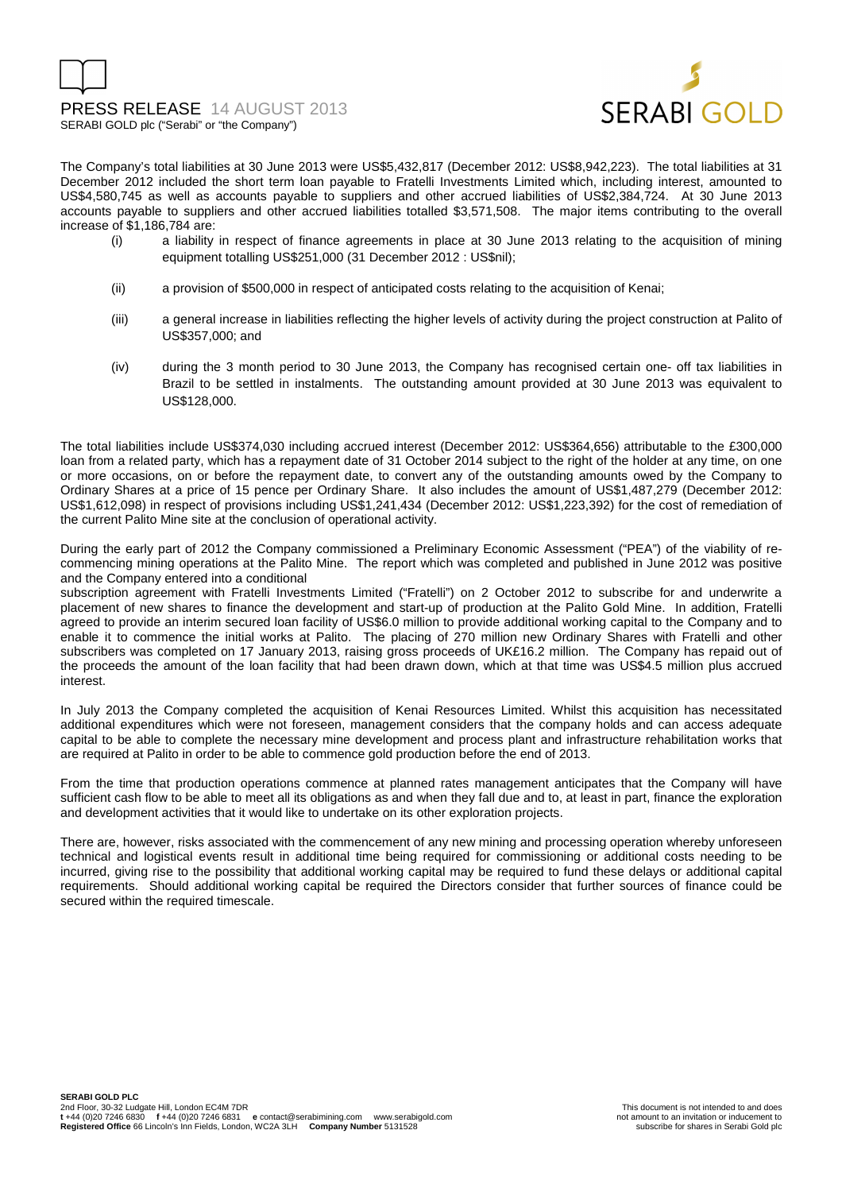The Company's total liabilities at 30 June 2013 were US$5,432,817 (December 2012: US$8,942,223). The total liabilities at 31 December 2012 included the short term loan payable to Fratelli Investments Limited which, including interest, amounted to US$4,580,745 as well as accounts payable to suppliers and other accrued liabilities of US$2,384,724. At 30 June 2013 accounts payable to suppliers and other accrued liabilities totalled $3,571,508. The major items contributing to the overall increase of $1,186,784 are:

(i) a liability in respect of finance agreements in place at 30 June 2013 relating to the acquisition of mining equipment totalling US$251,000 (31 December 2012 : US$nil);

(ii) a provision of $500,000 in respect of anticipated costs relating to the acquisition of Kenai;

(iii) a general increase in liabilities reflecting the higher levels of activity during the project construction at Palito of US$357,000; and

(iv) during the 3 month period to 30 June 2013, the Company has recognised certain one- off tax liabilities in Brazil to be settled in instalments. The outstanding amount provided at 30 June 2013 was equivalent to US$128,000.

The total liabilities include US$374,030 including accrued interest (December 2012: US$364,656) attributable to the £300,000 loan from a related party, which has a repayment date of 31 October 2014 subject to the right of the holder at any time, on one or more occasions, on or before the repayment date, to convert any of the outstanding amounts owed by the Company to Ordinary Shares at a price of 15 pence per Ordinary Share. It also includes the amount of US$1,487,279 (December 2012: US$1,612,098) in respect of provisions including US$1,241,434 (December 2012: US$1,223,392) for the cost of remediation of the current Palito Mine site at the conclusion of operational activity.

During the early part of 2012 the Company commissioned a Preliminary Economic Assessment ("PEA") of the viability of re-commencing mining operations at the Palito Mine. The report which was completed and published in June 2012 was positive and the Company entered into a conditional subscription agreement with Fratelli Investments Limited ("Fratelli") on 2 October 2012 to subscribe for and underwrite a placement of new shares to finance the development and start-up of production at the Palito Gold Mine. In addition, Fratelli agreed to provide an interim secured loan facility of US$6.0 million to provide additional working capital to the Company and to enable it to commence the initial works at Palito. The placing of 270 million new Ordinary Shares with Fratelli and other subscribers was completed on 17 January 2013, raising gross proceeds of UK£16.2 million. The Company has repaid out of the proceeds the amount of the loan facility that had been drawn down, which at that time was US$4.5 million plus accrued interest.

In July 2013 the Company completed the acquisition of Kenai Resources Limited. Whilst this acquisition has necessitated additional expenditures which were not foreseen, management considers that the company holds and can access adequate capital to be able to complete the necessary mine development and process plant and infrastructure rehabilitation works that are required at Palito in order to be able to commence gold production before the end of 2013.

From the time that production operations commence at planned rates management anticipates that the Company will have sufficient cash flow to be able to meet all its obligations as and when they fall due and to, at least in part, finance the exploration and development activities that it would like to undertake on its other exploration projects.

There are, however, risks associated with the commencement of any new mining and processing operation whereby unforeseen technical and logistical events result in additional time being required for commissioning or additional costs needing to be incurred, giving rise to the possibility that additional working capital may be required to fund these delays or additional capital requirements. Should additional working capital be required the Directors consider that further sources of finance could be secured within the required timescale.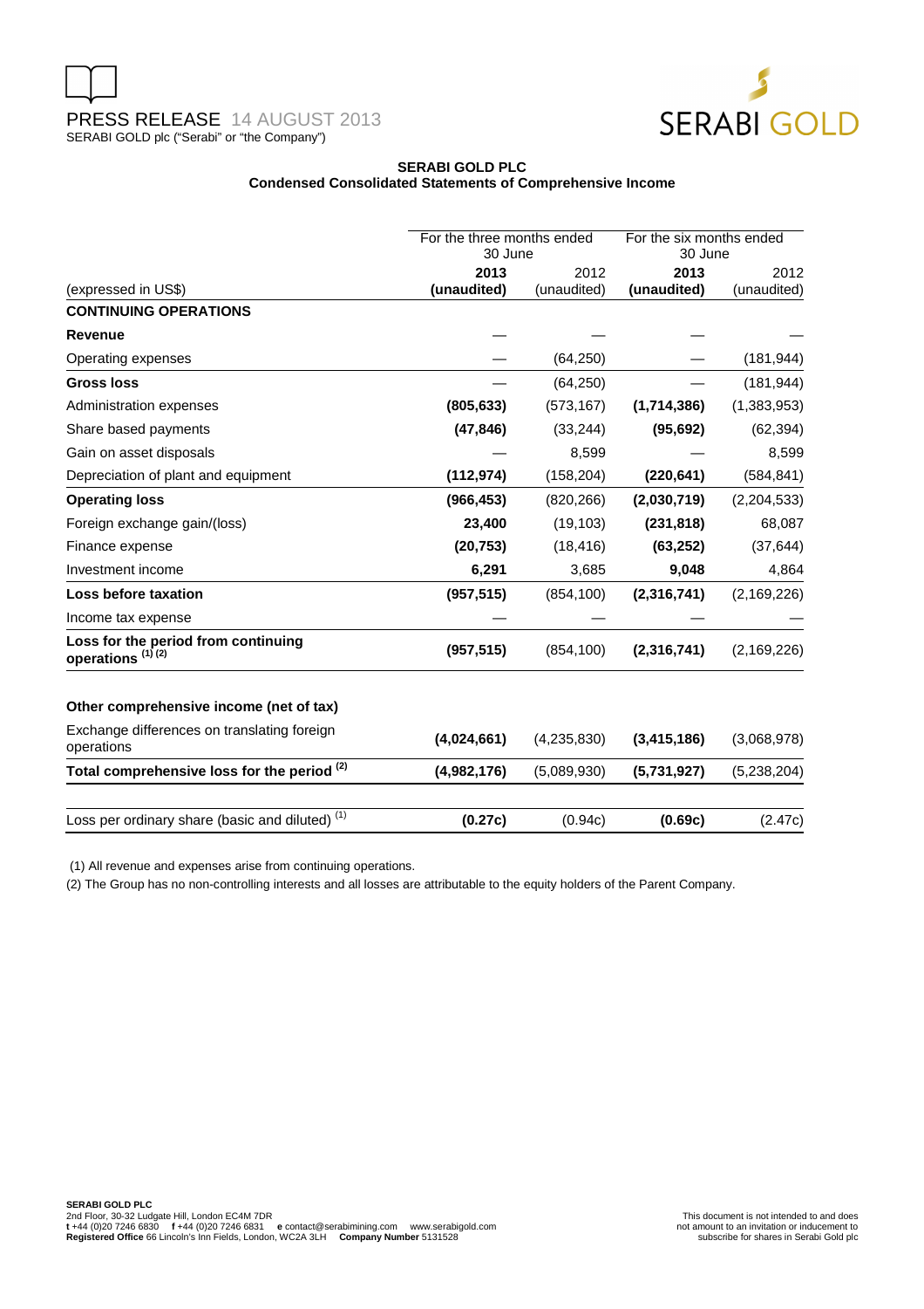**SERABI GOLD PLC**
**Condensed Consolidated Statements of Comprehensive Income**

| (expressed in US$) | For the three months ended 30 June 2013 (unaudited) | For the three months ended 30 June 2012 (unaudited) | For the six months ended 30 June 2013 (unaudited) | For the six months ended 30 June 2012 (unaudited) |
|---|---|---|---|---|
| **CONTINUING OPERATIONS** | | | | |
| **Revenue** | — | — | — | — |
| Operating expenses | — | (64,250) | — | (181,944) |
| **Gross loss** | — | (64,250) | — | (181,944) |
| Administration expenses | **(805,633)** | (573,167) | **(1,714,386)** | (1,383,953) |
| Share based payments | **(47,846)** | (33,244) | **(95,692)** | (62,394) |
| Gain on asset disposals | — | 8,599 | — | 8,599 |
| Depreciation of plant and equipment | **(112,974)** | (158,204) | **(220,641)** | (584,841) |
| **Operating loss** | **(966,453)** | (820,266) | **(2,030,719)** | (2,204,533) |
| Foreign exchange gain/(loss) | **23,400** | (19,103) | **(231,818)** | 68,087 |
| Finance expense | **(20,753)** | (18,416) | **(63,252)** | (37,644) |
| Investment income | **6,291** | 3,685 | **9,048** | 4,864 |
| **Loss before taxation** | **(957,515)** | (854,100) | **(2,316,741)** | (2,169,226) |
| Income tax expense | — | — | — | — |
| **Loss for the period from continuing operations (1) (2)** | **(957,515)** | (854,100) | **(2,316,741)** | (2,169,226) |
| | | | | |
| **Other comprehensive income (net of tax)** | | | | |
| Exchange differences on translating foreign operations | **(4,024,661)** | (4,235,830) | **(3,415,186)** | (3,068,978) |
| **Total comprehensive loss for the period (2)** | **(4,982,176)** | (5,089,930) | **(5,731,927)** | (5,238,204) |
| | | | | |
| Loss per ordinary share (basic and diluted) (1) | **(0.27c)** | (0.94c) | **(0.69c)** | (2.47c) |

(1) All revenue and expenses arise from continuing operations.

(2) The Group has no non-controlling interests and all losses are attributable to the equity holders of the Parent Company.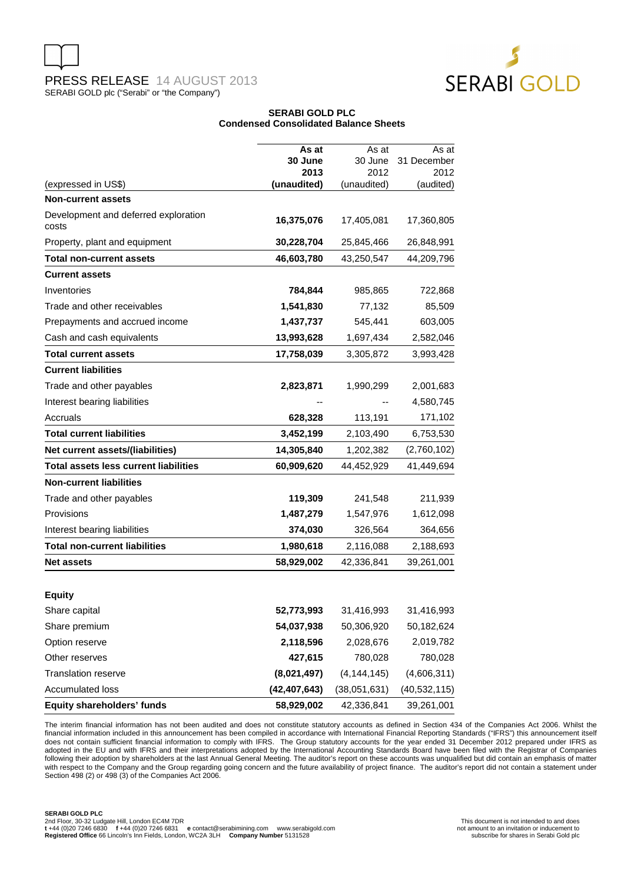# SERABI GOLD PLC
## Condensed Consolidated Balance Sheets

| (expressed in US$) | As at 30 June 2013 (unaudited) | As at 30 June 2012 (unaudited) | As at 31 December 2012 (audited) |
|---|---|---|---|
| **Non-current assets** | | | |
| Development and deferred exploration costs | **16,375,076** | 17,405,081 | 17,360,805 |
| Property, plant and equipment | **30,228,704** | 25,845,466 | 26,848,991 |
| **Total non-current assets** | **46,603,780** | 43,250,547 | 44,209,796 |
| **Current assets** | | | |
| Inventories | **784,844** | 985,865 | 722,868 |
| Trade and other receivables | **1,541,830** | 77,132 | 85,509 |
| Prepayments and accrued income | **1,437,737** | 545,441 | 603,005 |
| Cash and cash equivalents | **13,993,628** | 1,697,434 | 2,582,046 |
| **Total current assets** | **17,758,039** | 3,305,872 | 3,993,428 |
| **Current liabilities** | | | |
| Trade and other payables | **2,823,871** | 1,990,299 | 2,001,683 |
| Interest bearing liabilities | -- | -- | 4,580,745 |
| Accruals | **628,328** | 113,191 | 171,102 |
| **Total current liabilities** | **3,452,199** | 2,103,490 | 6,753,530 |
| **Net current assets/(liabilities)** | **14,305,840** | 1,202,382 | (2,760,102) |
| **Total assets less current liabilities** | **60,909,620** | 44,452,929 | 41,449,694 |
| **Non-current liabilities** | | | |
| Trade and other payables | **119,309** | 241,548 | 211,939 |
| Provisions | **1,487,279** | 1,547,976 | 1,612,098 |
| Interest bearing liabilities | **374,030** | 326,564 | 364,656 |
| **Total non-current liabilities** | **1,980,618** | 2,116,088 | 2,188,693 |
| **Net assets** | **58,929,002** | 42,336,841 | 39,261,001 |
| | | | |
| **Equity** | | | |
| Share capital | **52,773,993** | 31,416,993 | 31,416,993 |
| Share premium | **54,037,938** | 50,306,920 | 50,182,624 |
| Option reserve | **2,118,596** | 2,028,676 | 2,019,782 |
| Other reserves | **427,615** | 780,028 | 780,028 |
| Translation reserve | **(8,021,497)** | (4,144,145) | (4,606,311) |
| Accumulated loss | **(42,407,643)** | (38,051,631) | (40,532,115) |
| **Equity shareholders' funds** | **58,929,002** | 42,336,841 | 39,261,001 |

The interim financial information has not been audited and does not constitute statutory accounts as defined in Section 434 of the Companies Act 2006. Whilst the financial information included in this announcement has been compiled in accordance with International Financial Reporting Standards ("IFRS") this announcement itself does not contain sufficient financial information to comply with IFRS. The Group statutory accounts for the year ended 31 December 2012 prepared under IFRS as adopted in the EU and with IFRS and their interpretations adopted by the International Accounting Standards Board have been filed with the Registrar of Companies following their adoption by shareholders at the last Annual General Meeting. The auditor's report on these accounts was unqualified but did contain an emphasis of matter with respect to the Company and the Group regarding going concern and the future availability of project finance. The auditor's report did not contain a statement under Section 498 (2) or 498 (3) of the Companies Act 2006.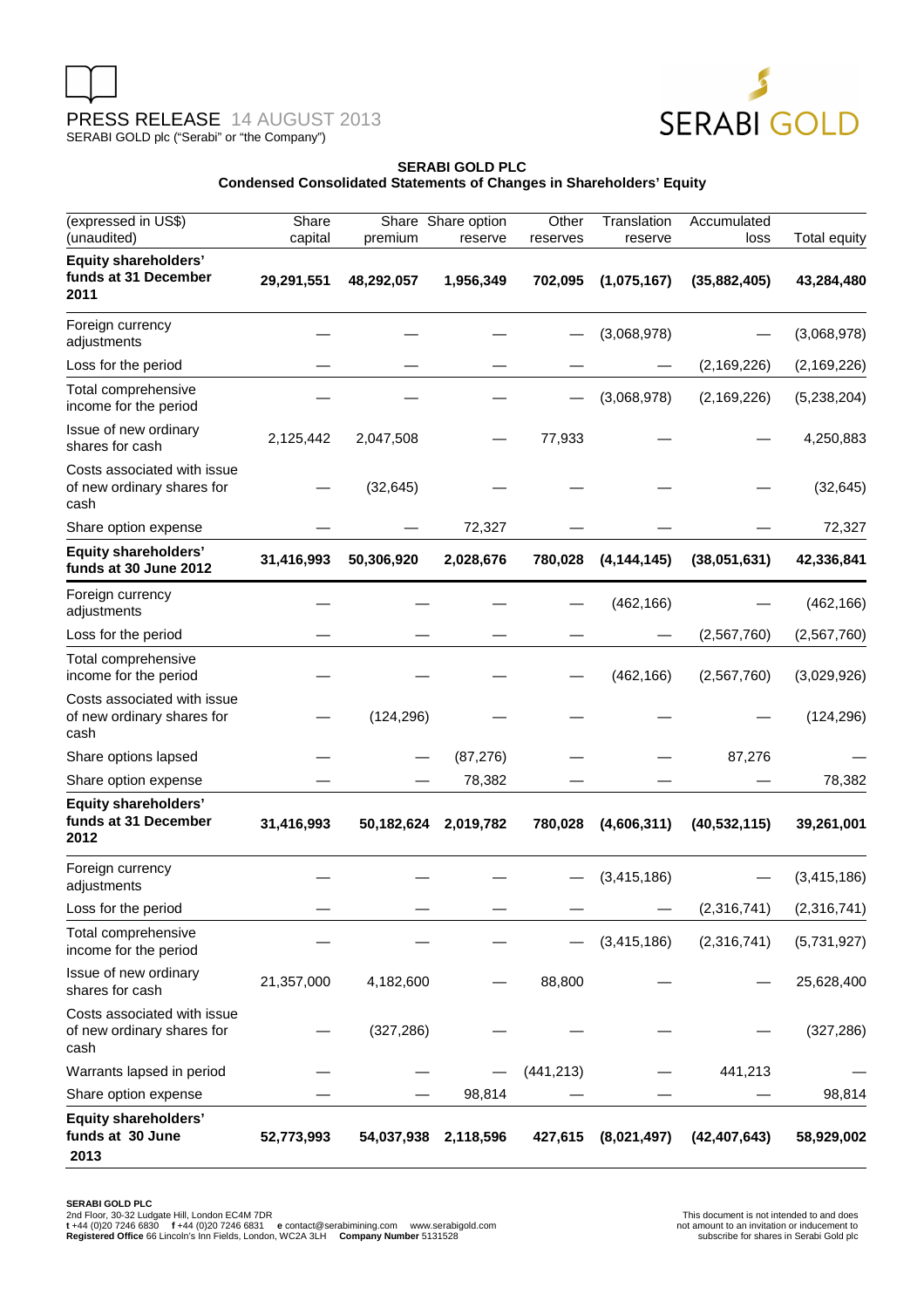**SERABI GOLD PLC**
**Condensed Consolidated Statements of Changes in Shareholders' Equity**

| (expressed in US$) (unaudited) | Share capital | Share premium | Share option reserve | Other reserves | Translation reserve | Accumulated loss | Total equity |
|---|---|---|---|---|---|---|---|
| **Equity shareholders' funds at 31 December 2011** | **29,291,551** | **48,292,057** | **1,956,349** | **702,095** | **(1,075,167)** | **(35,882,405)** | **43,284,480** |
| Foreign currency adjustments | — | — | — | — | (3,068,978) | — | (3,068,978) |
| Loss for the period | — | — | — | — | — | (2,169,226) | (2,169,226) |
| Total comprehensive income for the period | — | — | — | — | (3,068,978) | (2,169,226) | (5,238,204) |
| Issue of new ordinary shares for cash | 2,125,442 | 2,047,508 | — | 77,933 | — | — | 4,250,883 |
| Costs associated with issue of new ordinary shares for cash | — | (32,645) | — | — | — | — | (32,645) |
| Share option expense | — | — | 72,327 | — | — | — | 72,327 |
| **Equity shareholders' funds at 30 June 2012** | **31,416,993** | **50,306,920** | **2,028,676** | **780,028** | **(4,144,145)** | **(38,051,631)** | **42,336,841** |
| Foreign currency adjustments | — | — | — | — | (462,166) | — | (462,166) |
| Loss for the period | — | — | — | — | — | (2,567,760) | (2,567,760) |
| Total comprehensive income for the period | — | — | — | — | (462,166) | (2,567,760) | (3,029,926) |
| Costs associated with issue of new ordinary shares for cash | — | (124,296) | — | — | — | — | (124,296) |
| Share options lapsed | — | — | (87,276) | — | — | 87,276 | — |
| Share option expense | — | — | 78,382 | — | — | — | 78,382 |
| **Equity shareholders' funds at 31 December 2012** | **31,416,993** | **50,182,624** | **2,019,782** | **780,028** | **(4,606,311)** | **(40,532,115)** | **39,261,001** |
| Foreign currency adjustments | — | — | — | — | (3,415,186) | — | (3,415,186) |
| Loss for the period | — | — | — | — | — | (2,316,741) | (2,316,741) |
| Total comprehensive income for the period | — | — | — | — | (3,415,186) | (2,316,741) | (5,731,927) |
| Issue of new ordinary shares for cash | 21,357,000 | 4,182,600 | — | 88,800 | — | — | 25,628,400 |
| Costs associated with issue of new ordinary shares for cash | — | (327,286) | — | — | — | — | (327,286) |
| Warrants lapsed in period | — | — | — | (441,213) | — | 441,213 | — |
| Share option expense | — | — | 98,814 | — | — | — | 98,814 |
| **Equity shareholders' funds at 30 June 2013** | **52,773,993** | **54,037,938** | **2,118,596** | **427,615** | **(8,021,497)** | **(42,407,643)** | **58,929,002** |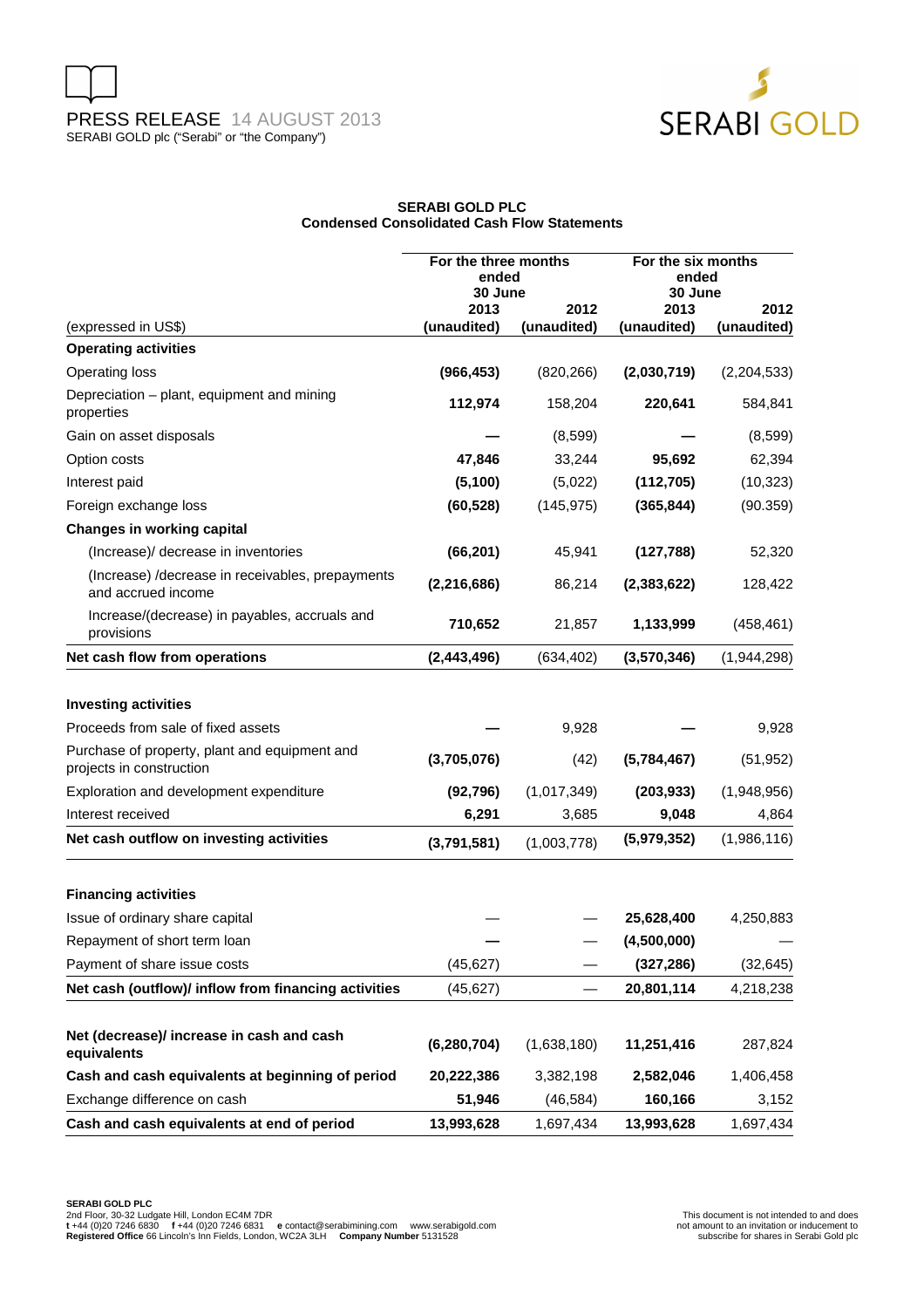PRESS RELEASE 14 AUGUST 2013
SERABI GOLD plc ("Serabi" or "the Company")

**SERABI GOLD PLC**
**Condensed Consolidated Cash Flow Statements**

| | For the three months ended 30 June | | For the six months ended 30 June | |
|---|---|---|---|---|
| (expressed in US$) | 2013 (unaudited) | 2012 (unaudited) | 2013 (unaudited) | 2012 (unaudited) |
| **Operating activities** | | | | |
| Operating loss | **(966,453)** | (820,266) | **(2,030,719)** | (2,204,533) |
| Depreciation – plant, equipment and mining properties | **112,974** | 158,204 | **220,641** | 584,841 |
| Gain on asset disposals | **—** | (8,599) | **—** | (8,599) |
| Option costs | **47,846** | 33,244 | **95,692** | 62,394 |
| Interest paid | **(5,100)** | (5,022) | **(112,705)** | (10,323) |
| Foreign exchange loss | **(60,528)** | (145,975) | **(365,844)** | (90.359) |
| **Changes in working capital** | | | | |
| (Increase)/ decrease in inventories | **(66,201)** | 45,941 | **(127,788)** | 52,320 |
| (Increase) /decrease in receivables, prepayments and accrued income | **(2,216,686)** | 86,214 | **(2,383,622)** | 128,422 |
| Increase/(decrease) in payables, accruals and provisions | **710,652** | 21,857 | **1,133,999** | (458,461) |
| **Net cash flow from operations** | **(2,443,496)** | (634,402) | **(3,570,346)** | (1,944,298) |
| | | | | |
| **Investing activities** | | | | |
| Proceeds from sale of fixed assets | **—** | 9,928 | **—** | 9,928 |
| Purchase of property, plant and equipment and projects in construction | **(3,705,076)** | (42) | **(5,784,467)** | (51,952) |
| Exploration and development expenditure | **(92,796)** | (1,017,349) | **(203,933)** | (1,948,956) |
| Interest received | **6,291** | 3,685 | **9,048** | 4,864 |
| **Net cash outflow on investing activities** | **(3,791,581)** | (1,003,778) | **(5,979,352)** | (1,986,116) |
| | | | | |
| **Financing activities** | | | | |
| Issue of ordinary share capital | — | — | **25,628,400** | 4,250,883 |
| Repayment of short term loan | **—** | — | **(4,500,000)** | — |
| Payment of share issue costs | (45,627) | — | **(327,286)** | (32,645) |
| **Net cash (outflow)/ inflow from financing activities** | (45,627) | — | **20,801,114** | 4,218,238 |
| | | | | |
| **Net (decrease)/ increase in cash and cash equivalents** | **(6,280,704)** | (1,638,180) | **11,251,416** | 287,824 |
| **Cash and cash equivalents at beginning of period** | **20,222,386** | 3,382,198 | **2,582,046** | 1,406,458 |
| Exchange difference on cash | **51,946** | (46,584) | **160,166** | 3,152 |
| **Cash and cash equivalents at end of period** | **13,993,628** | 1,697,434 | **13,993,628** | 1,697,434 |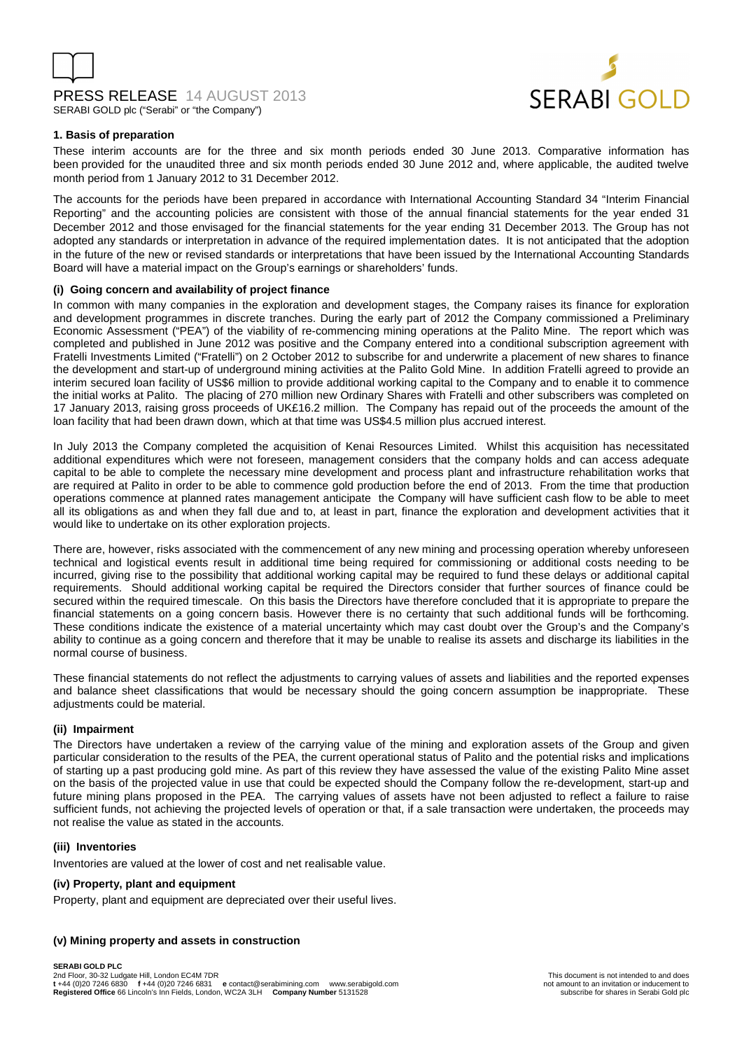## 1. Basis of preparation

These interim accounts are for the three and six month periods ended 30 June 2013. Comparative information has been provided for the unaudited three and six month periods ended 30 June 2012 and, where applicable, the audited twelve month period from 1 January 2012 to 31 December 2012.

The accounts for the periods have been prepared in accordance with International Accounting Standard 34 "Interim Financial Reporting" and the accounting policies are consistent with those of the annual financial statements for the year ended 31 December 2012 and those envisaged for the financial statements for the year ending 31 December 2013. The Group has not adopted any standards or interpretation in advance of the required implementation dates. It is not anticipated that the adoption in the future of the new or revised standards or interpretations that have been issued by the International Accounting Standards Board will have a material impact on the Group's earnings or shareholders' funds.

### (i) Going concern and availability of project finance

In common with many companies in the exploration and development stages, the Company raises its finance for exploration and development programmes in discrete tranches. During the early part of 2012 the Company commissioned a Preliminary Economic Assessment ("PEA") of the viability of re-commencing mining operations at the Palito Mine. The report which was completed and published in June 2012 was positive and the Company entered into a conditional subscription agreement with Fratelli Investments Limited ("Fratelli") on 2 October 2012 to subscribe for and underwrite a placement of new shares to finance the development and start-up of underground mining activities at the Palito Gold Mine. In addition Fratelli agreed to provide an interim secured loan facility of US$6 million to provide additional working capital to the Company and to enable it to commence the initial works at Palito. The placing of 270 million new Ordinary Shares with Fratelli and other subscribers was completed on 17 January 2013, raising gross proceeds of UK£16.2 million. The Company has repaid out of the proceeds the amount of the loan facility that had been drawn down, which at that time was US$4.5 million plus accrued interest.

In July 2013 the Company completed the acquisition of Kenai Resources Limited. Whilst this acquisition has necessitated additional expenditures which were not foreseen, management considers that the company holds and can access adequate capital to be able to complete the necessary mine development and process plant and infrastructure rehabilitation works that are required at Palito in order to be able to commence gold production before the end of 2013. From the time that production operations commence at planned rates management anticipate the Company will have sufficient cash flow to be able to meet all its obligations as and when they fall due and to, at least in part, finance the exploration and development activities that it would like to undertake on its other exploration projects.

There are, however, risks associated with the commencement of any new mining and processing operation whereby unforeseen technical and logistical events result in additional time being required for commissioning or additional costs needing to be incurred, giving rise to the possibility that additional working capital may be required to fund these delays or additional capital requirements. Should additional working capital be required the Directors consider that further sources of finance could be secured within the required timescale. On this basis the Directors have therefore concluded that it is appropriate to prepare the financial statements on a going concern basis. However there is no certainty that such additional funds will be forthcoming. These conditions indicate the existence of a material uncertainty which may cast doubt over the Group's and the Company's ability to continue as a going concern and therefore that it may be unable to realise its assets and discharge its liabilities in the normal course of business.

These financial statements do not reflect the adjustments to carrying values of assets and liabilities and the reported expenses and balance sheet classifications that would be necessary should the going concern assumption be inappropriate. These adjustments could be material.

### (ii) Impairment

The Directors have undertaken a review of the carrying value of the mining and exploration assets of the Group and given particular consideration to the results of the PEA, the current operational status of Palito and the potential risks and implications of starting up a past producing gold mine. As part of this review they have assessed the value of the existing Palito Mine asset on the basis of the projected value in use that could be expected should the Company follow the re-development, start-up and future mining plans proposed in the PEA. The carrying values of assets have not been adjusted to reflect a failure to raise sufficient funds, not achieving the projected levels of operation or that, if a sale transaction were undertaken, the proceeds may not realise the value as stated in the accounts.

### (iii) Inventories

Inventories are valued at the lower of cost and net realisable value.

### (iv) Property, plant and equipment

Property, plant and equipment are depreciated over their useful lives.

### (v) Mining property and assets in construction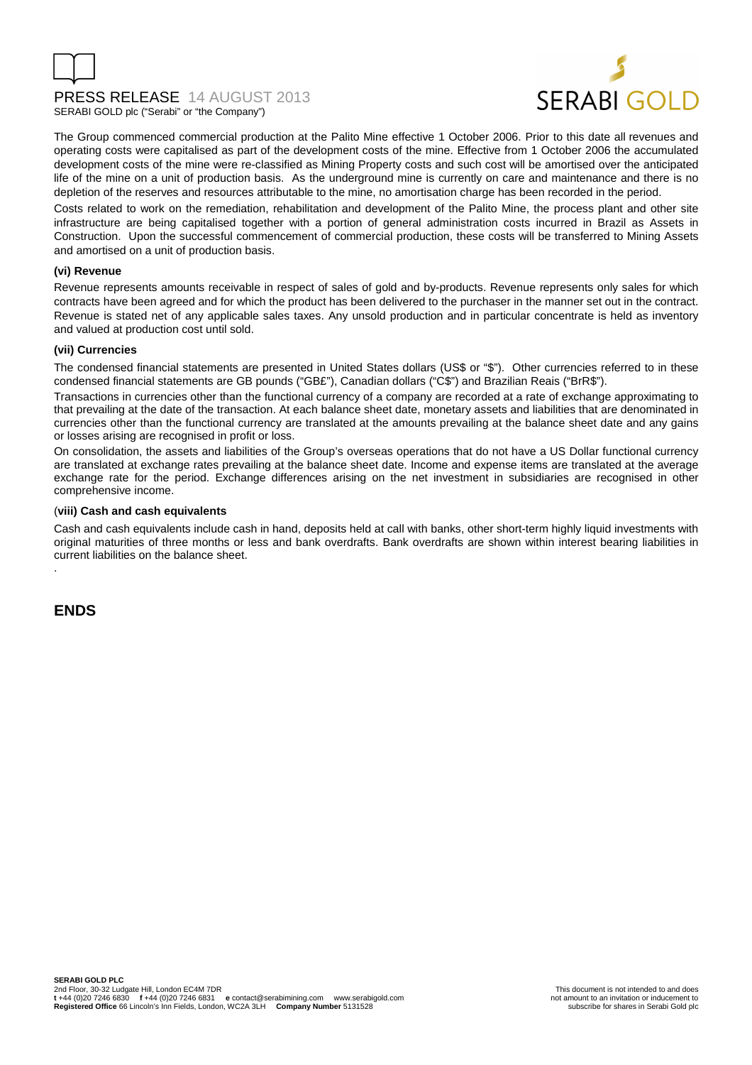The Group commenced commercial production at the Palito Mine effective 1 October 2006. Prior to this date all revenues and operating costs were capitalised as part of the development costs of the mine. Effective from 1 October 2006 the accumulated development costs of the mine were re-classified as Mining Property costs and such cost will be amortised over the anticipated life of the mine on a unit of production basis. As the underground mine is currently on care and maintenance and there is no depletion of the reserves and resources attributable to the mine, no amortisation charge has been recorded in the period.

Costs related to work on the remediation, rehabilitation and development of the Palito Mine, the process plant and other site infrastructure are being capitalised together with a portion of general administration costs incurred in Brazil as Assets in Construction. Upon the successful commencement of commercial production, these costs will be transferred to Mining Assets and amortised on a unit of production basis.

**(vi) Revenue**

Revenue represents amounts receivable in respect of sales of gold and by-products. Revenue represents only sales for which contracts have been agreed and for which the product has been delivered to the purchaser in the manner set out in the contract. Revenue is stated net of any applicable sales taxes. Any unsold production and in particular concentrate is held as inventory and valued at production cost until sold.

**(vii) Currencies**

The condensed financial statements are presented in United States dollars (US$ or "$"). Other currencies referred to in these condensed financial statements are GB pounds ("GB£"), Canadian dollars ("C$") and Brazilian Reais ("BrR$").

Transactions in currencies other than the functional currency of a company are recorded at a rate of exchange approximating to that prevailing at the date of the transaction. At each balance sheet date, monetary assets and liabilities that are denominated in currencies other than the functional currency are translated at the amounts prevailing at the balance sheet date and any gains or losses arising are recognised in profit or loss.

On consolidation, the assets and liabilities of the Group's overseas operations that do not have a US Dollar functional currency are translated at exchange rates prevailing at the balance sheet date. Income and expense items are translated at the average exchange rate for the period. Exchange differences arising on the net investment in subsidiaries are recognised in other comprehensive income.

**(viii) Cash and cash equivalents**

Cash and cash equivalents include cash in hand, deposits held at call with banks, other short-term highly liquid investments with original maturities of three months or less and bank overdrafts. Bank overdrafts are shown within interest bearing liabilities in current liabilities on the balance sheet.

## ENDS